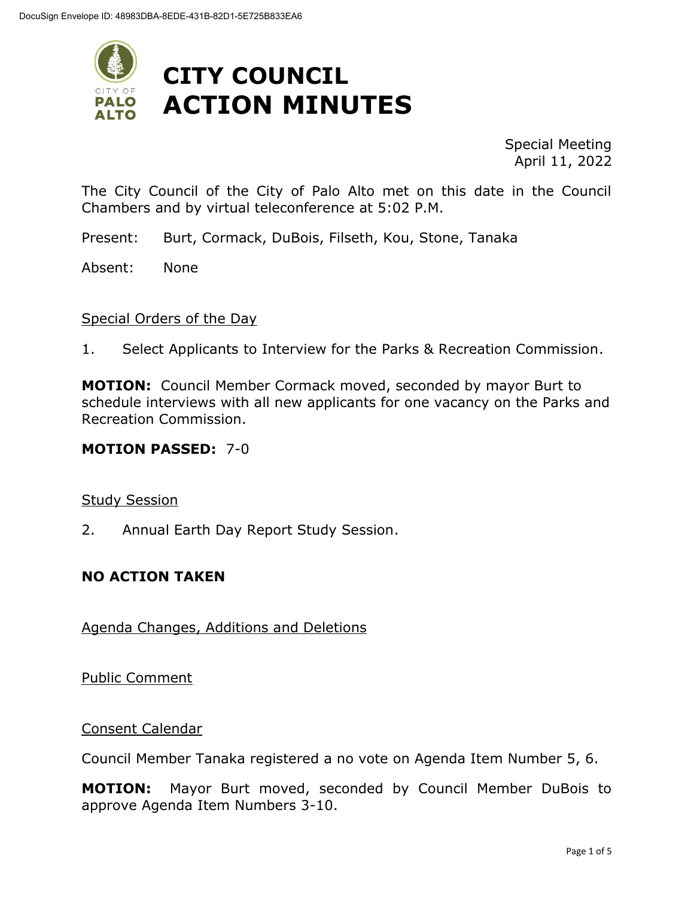DocuSign Envelope ID: 48983DBA-8EDE-431B-82D1-5E725B833EA6

# CITY COUNCIL ACTION MINUTES

Special Meeting
April 11, 2022

The City Council of the City of Palo Alto met on this date in the Council Chambers and by virtual teleconference at 5:02 P.M.

Present: Burt, Cormack, DuBois, Filseth, Kou, Stone, Tanaka

Absent: None

## Special Orders of the Day

1. Select Applicants to Interview for the Parks & Recreation Commission.

**MOTION:** Council Member Cormack moved, seconded by mayor Burt to schedule interviews with all new applicants for one vacancy on the Parks and Recreation Commission.

**MOTION PASSED:** 7-0

## Study Session

2. Annual Earth Day Report Study Session.

**NO ACTION TAKEN**

## Agenda Changes, Additions and Deletions

## Public Comment

## Consent Calendar

Council Member Tanaka registered a no vote on Agenda Item Number 5, 6.

**MOTION:** Mayor Burt moved, seconded by Council Member DuBois to approve Agenda Item Numbers 3-10.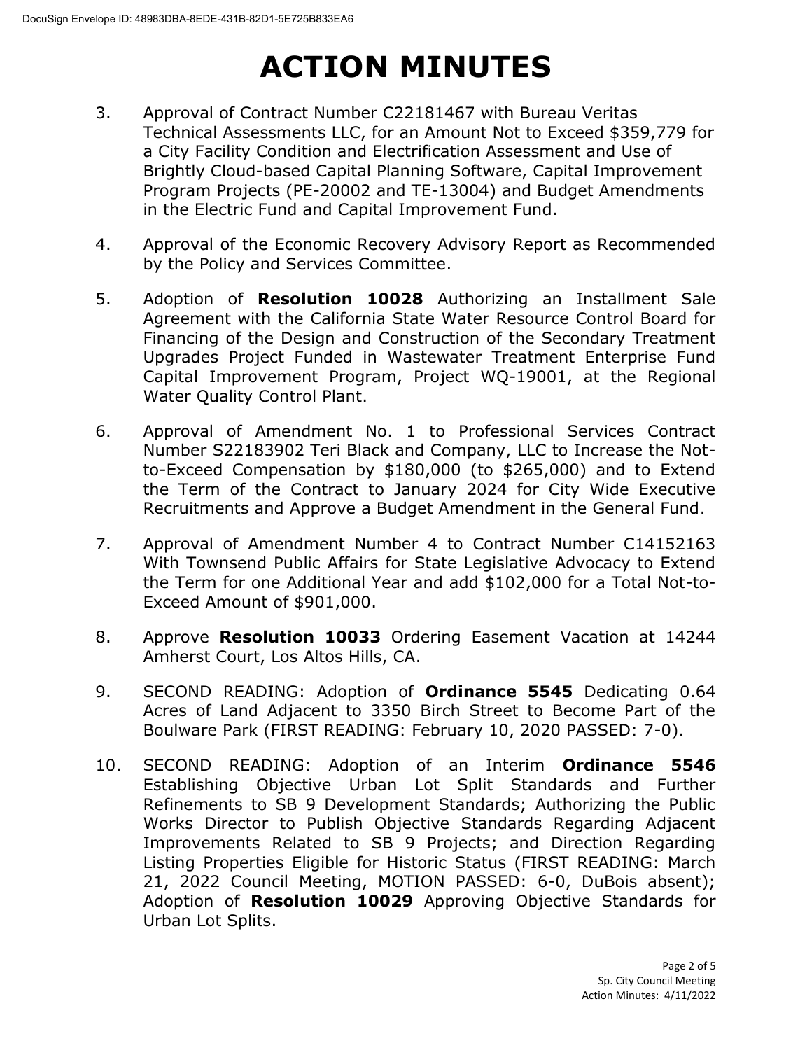# ACTION MINUTES

3. Approval of Contract Number C22181467 with Bureau Veritas Technical Assessments LLC, for an Amount Not to Exceed $359,779 for a City Facility Condition and Electrification Assessment and Use of Brightly Cloud-based Capital Planning Software, Capital Improvement Program Projects (PE-20002 and TE-13004) and Budget Amendments in the Electric Fund and Capital Improvement Fund.

4. Approval of the Economic Recovery Advisory Report as Recommended by the Policy and Services Committee.

5. Adoption of **Resolution 10028** Authorizing an Installment Sale Agreement with the California State Water Resource Control Board for Financing of the Design and Construction of the Secondary Treatment Upgrades Project Funded in Wastewater Treatment Enterprise Fund Capital Improvement Program, Project WQ-19001, at the Regional Water Quality Control Plant.

6. Approval of Amendment No. 1 to Professional Services Contract Number S22183902 Teri Black and Company, LLC to Increase the Not-to-Exceed Compensation by $180,000 (to $265,000) and to Extend the Term of the Contract to January 2024 for City Wide Executive Recruitments and Approve a Budget Amendment in the General Fund.

7. Approval of Amendment Number 4 to Contract Number C14152163 With Townsend Public Affairs for State Legislative Advocacy to Extend the Term for one Additional Year and add $102,000 for a Total Not-to-Exceed Amount of $901,000.

8. Approve **Resolution 10033** Ordering Easement Vacation at 14244 Amherst Court, Los Altos Hills, CA.

9. SECOND READING: Adoption of **Ordinance 5545** Dedicating 0.64 Acres of Land Adjacent to 3350 Birch Street to Become Part of the Boulware Park (FIRST READING: February 10, 2020 PASSED: 7-0).

10. SECOND READING: Adoption of an Interim **Ordinance 5546** Establishing Objective Urban Lot Split Standards and Further Refinements to SB 9 Development Standards; Authorizing the Public Works Director to Publish Objective Standards Regarding Adjacent Improvements Related to SB 9 Projects; and Direction Regarding Listing Properties Eligible for Historic Status (FIRST READING: March 21, 2022 Council Meeting, MOTION PASSED: 6-0, DuBois absent); Adoption of **Resolution 10029** Approving Objective Standards for Urban Lot Splits.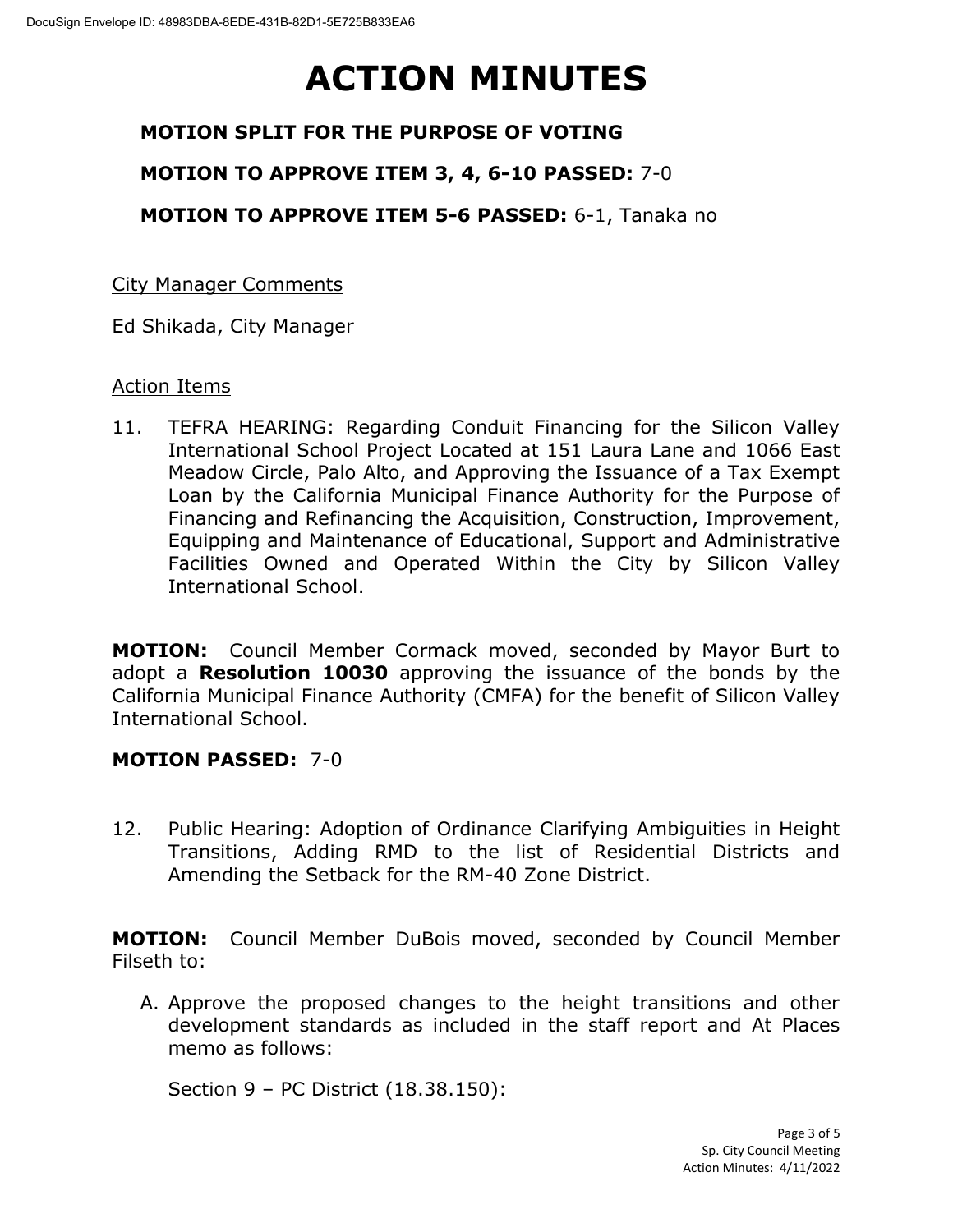# ACTION MINUTES

**MOTION SPLIT FOR THE PURPOSE OF VOTING**

**MOTION TO APPROVE ITEM 3, 4, 6-10 PASSED:** 7-0

**MOTION TO APPROVE ITEM 5-6 PASSED:** 6-1, Tanaka no

City Manager Comments

Ed Shikada, City Manager

Action Items

11. TEFRA HEARING: Regarding Conduit Financing for the Silicon Valley International School Project Located at 151 Laura Lane and 1066 East Meadow Circle, Palo Alto, and Approving the Issuance of a Tax Exempt Loan by the California Municipal Finance Authority for the Purpose of Financing and Refinancing the Acquisition, Construction, Improvement, Equipping and Maintenance of Educational, Support and Administrative Facilities Owned and Operated Within the City by Silicon Valley International School.

**MOTION:** Council Member Cormack moved, seconded by Mayor Burt to adopt a **Resolution 10030** approving the issuance of the bonds by the California Municipal Finance Authority (CMFA) for the benefit of Silicon Valley International School.

**MOTION PASSED:** 7-0

12. Public Hearing: Adoption of Ordinance Clarifying Ambiguities in Height Transitions, Adding RMD to the list of Residential Districts and Amending the Setback for the RM-40 Zone District.

**MOTION:** Council Member DuBois moved, seconded by Council Member Filseth to:

A. Approve the proposed changes to the height transitions and other development standards as included in the staff report and At Places memo as follows:

   Section 9 – PC District (18.38.150):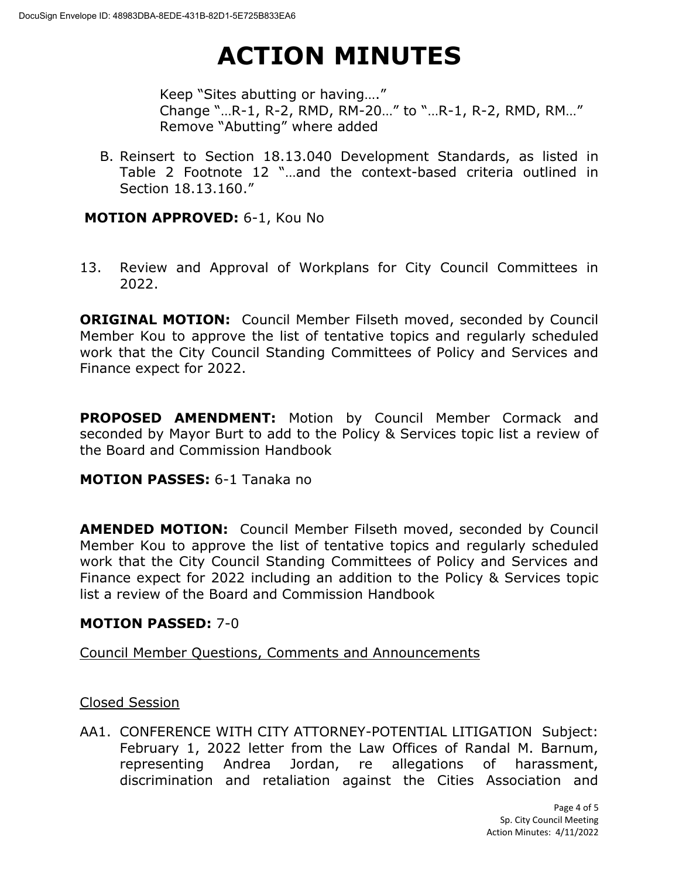# ACTION MINUTES

Keep "Sites abutting or having…."
Change "…R-1, R-2, RMD, RM-20…" to "…R-1, R-2, RMD, RM…"
Remove "Abutting" where added

B. Reinsert to Section 18.13.040 Development Standards, as listed in Table 2 Footnote 12 "…and the context-based criteria outlined in Section 18.13.160."

**MOTION APPROVED:** 6-1, Kou No

13. Review and Approval of Workplans for City Council Committees in 2022.

**ORIGINAL MOTION:** Council Member Filseth moved, seconded by Council Member Kou to approve the list of tentative topics and regularly scheduled work that the City Council Standing Committees of Policy and Services and Finance expect for 2022.

**PROPOSED AMENDMENT:** Motion by Council Member Cormack and seconded by Mayor Burt to add to the Policy & Services topic list a review of the Board and Commission Handbook

**MOTION PASSES:** 6-1 Tanaka no

**AMENDED MOTION:** Council Member Filseth moved, seconded by Council Member Kou to approve the list of tentative topics and regularly scheduled work that the City Council Standing Committees of Policy and Services and Finance expect for 2022 including an addition to the Policy & Services topic list a review of the Board and Commission Handbook

**MOTION PASSED:** 7-0

Council Member Questions, Comments and Announcements

Closed Session

AA1. CONFERENCE WITH CITY ATTORNEY-POTENTIAL LITIGATION Subject: February 1, 2022 letter from the Law Offices of Randal M. Barnum, representing Andrea Jordan, re allegations of harassment, discrimination and retaliation against the Cities Association and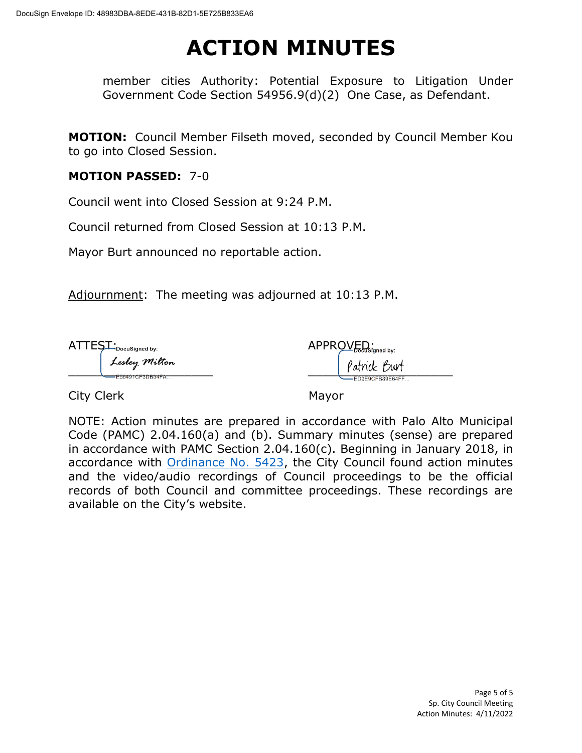# ACTION MINUTES

member cities Authority: Potential Exposure to Litigation Under Government Code Section 54956.9(d)(2) One Case, as Defendant.

**MOTION:** Council Member Filseth moved, seconded by Council Member Kou to go into Closed Session.

**MOTION PASSED:** 7-0

Council went into Closed Session at 9:24 P.M.

Council returned from Closed Session at 10:13 P.M.

Mayor Burt announced no reportable action.

Adjournment: The meeting was adjourned at 10:13 P.M.

ATTEST: DocuSigned by: Lesley Milton
E56491CF3DB34FA...

City Clerk

APPROVED: DocuSigned by: Patrick Burt
ED9E9CFB89E64FF...

Mayor

NOTE: Action minutes are prepared in accordance with Palo Alto Municipal Code (PAMC) 2.04.160(a) and (b). Summary minutes (sense) are prepared in accordance with PAMC Section 2.04.160(c). Beginning in January 2018, in accordance with Ordinance No. 5423, the City Council found action minutes and the video/audio recordings of Council proceedings to be the official records of both Council and committee proceedings. These recordings are available on the City's website.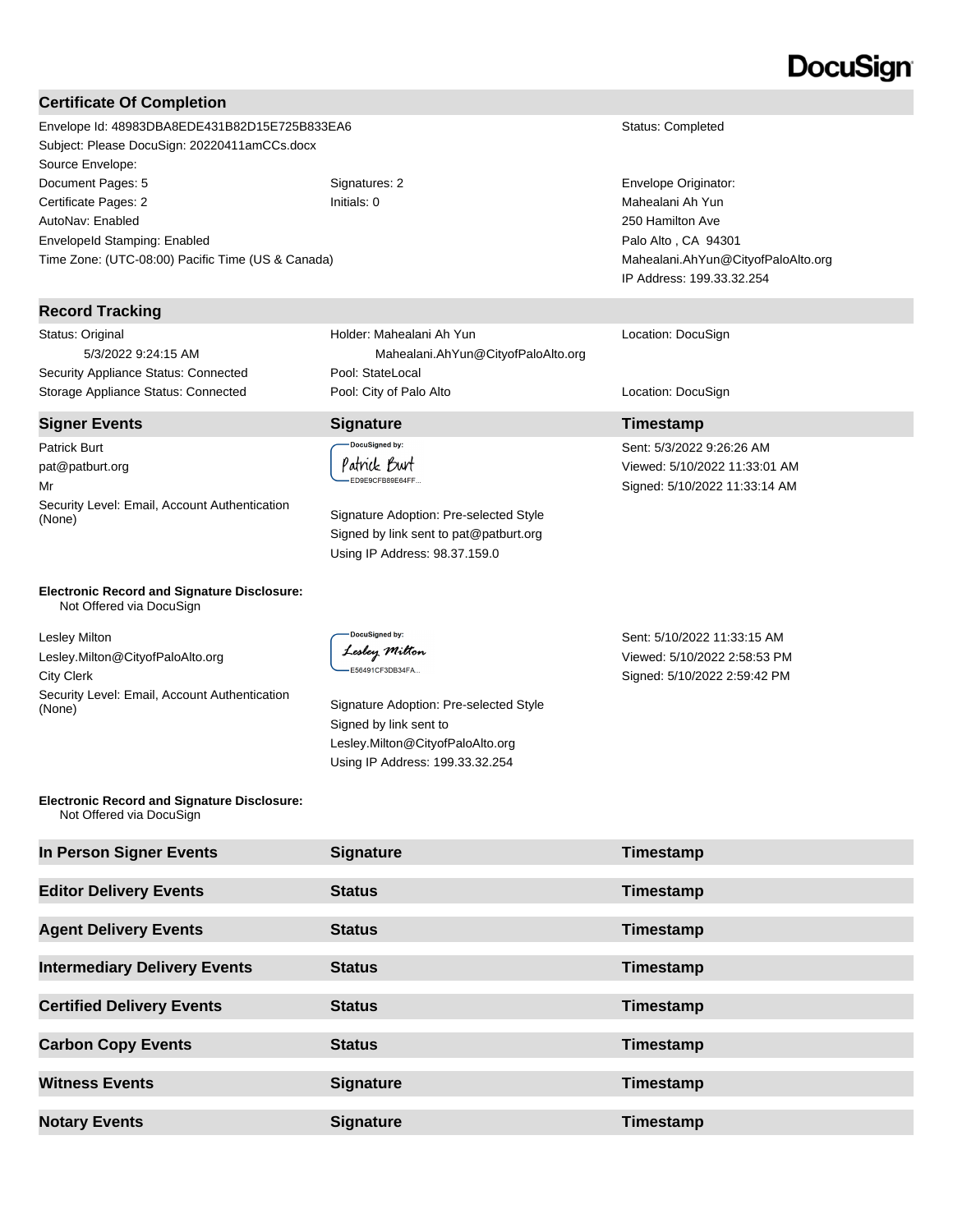DocuSign

## Certificate Of Completion

| | | |
|---|---|---|
| Envelope Id: 48983DBA8EDE431B82D15E725B833EA6 | | Status: Completed |
| Subject: Please DocuSign: 20220411amCCs.docx | | |
| Source Envelope: | | |
| Document Pages: 5 | Signatures: 2 | Envelope Originator: |
| Certificate Pages: 2 | Initials: 0 | Mahealani Ah Yun |
| AutoNav: Enabled | | 250 Hamilton Ave |
| EnvelopeId Stamping: Enabled | | Palo Alto , CA 94301 |
| Time Zone: (UTC-08:00) Pacific Time (US & Canada) | | Mahealani.AhYun@CityofPaloAlto.org |
| | | IP Address: 199.33.32.254 |

## Record Tracking

| | | |
|---|---|---|
| Status: Original<br>5/3/2022 9:24:15 AM | Holder: Mahealani Ah Yun<br>Mahealani.AhYun@CityofPaloAlto.org | Location: DocuSign |
| Security Appliance Status: Connected | Pool: StateLocal | |
| Storage Appliance Status: Connected | Pool: City of Palo Alto | Location: DocuSign |

| Signer Events | Signature | Timestamp |
|---|---|---|
| Patrick Burt<br>pat@patburt.org<br>Mr<br>Security Level: Email, Account Authentication (None) | DocuSigned by: Patrick Burt<br>ED9E9CFB89E64FF...<br>Signature Adoption: Pre-selected Style<br>Signed by link sent to pat@patburt.org<br>Using IP Address: 98.37.159.0 | Sent: 5/3/2022 9:26:26 AM<br>Viewed: 5/10/2022 11:33:01 AM<br>Signed: 5/10/2022 11:33:14 AM |
| **Electronic Record and Signature Disclosure:**<br>Not Offered via DocuSign | | |
| Lesley Milton<br>Lesley.Milton@CityofPaloAlto.org<br>City Clerk<br>Security Level: Email, Account Authentication (None) | DocuSigned by: Lesley Milton<br>E56491CF3DB34FA...<br>Signature Adoption: Pre-selected Style<br>Signed by link sent to Lesley.Milton@CityofPaloAlto.org<br>Using IP Address: 199.33.32.254 | Sent: 5/10/2022 11:33:15 AM<br>Viewed: 5/10/2022 2:58:53 PM<br>Signed: 5/10/2022 2:59:42 PM |
| **Electronic Record and Signature Disclosure:**<br>Not Offered via DocuSign | | |

| In Person Signer Events | Signature | Timestamp |
|---|---|---|

| Editor Delivery Events | Status | Timestamp |
|---|---|---|

| Agent Delivery Events | Status | Timestamp |
|---|---|---|

| Intermediary Delivery Events | Status | Timestamp |
|---|---|---|

| Certified Delivery Events | Status | Timestamp |
|---|---|---|

| Carbon Copy Events | Status | Timestamp |
|---|---|---|

| Witness Events | Signature | Timestamp |
|---|---|---|

| Notary Events | Signature | Timestamp |
|---|---|---|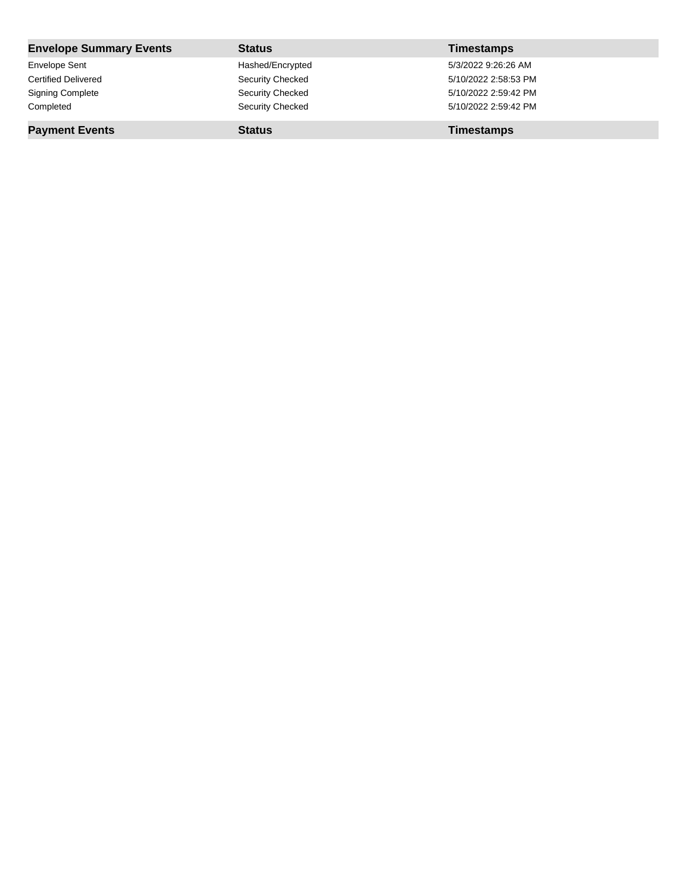| Envelope Summary Events | Status | Timestamps |
| --- | --- | --- |
| Envelope Sent | Hashed/Encrypted | 5/3/2022 9:26:26 AM |
| Certified Delivered | Security Checked | 5/10/2022 2:58:53 PM |
| Signing Complete | Security Checked | 5/10/2022 2:59:42 PM |
| Completed | Security Checked | 5/10/2022 2:59:42 PM |

| Payment Events | Status | Timestamps |
| --- | --- | --- |